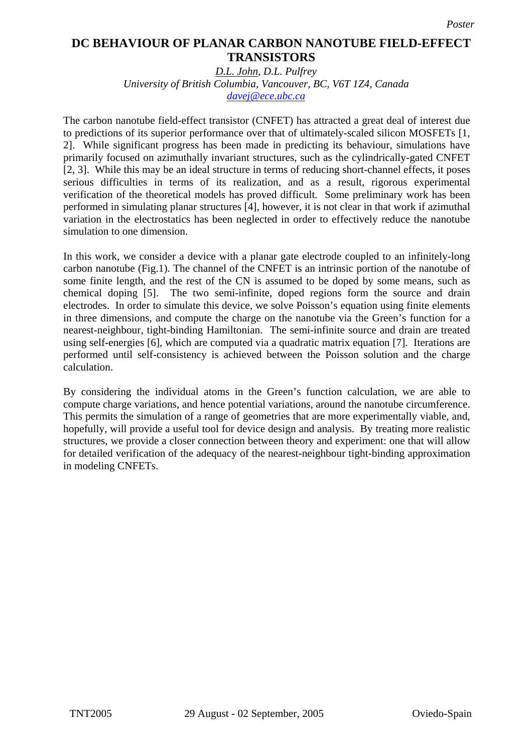*Poster*

# DC BEHAVIOUR OF PLANAR CARBON NANOTUBE FIELD-EFFECT TRANSISTORS

*D.L. John, D.L. Pulfrey*

*University of British Columbia, Vancouver, BC, V6T 1Z4, Canada*

*davej@ece.ubc.ca*

The carbon nanotube field-effect transistor (CNFET) has attracted a great deal of interest due to predictions of its superior performance over that of ultimately-scaled silicon MOSFETs [1, 2]. While significant progress has been made in predicting its behaviour, simulations have primarily focused on azimuthally invariant structures, such as the cylindrically-gated CNFET [2, 3]. While this may be an ideal structure in terms of reducing short-channel effects, it poses serious difficulties in terms of its realization, and as a result, rigorous experimental verification of the theoretical models has proved difficult. Some preliminary work has been performed in simulating planar structures [4], however, it is not clear in that work if azimuthal variation in the electrostatics has been neglected in order to effectively reduce the nanotube simulation to one dimension.

In this work, we consider a device with a planar gate electrode coupled to an infinitely-long carbon nanotube (Fig.1). The channel of the CNFET is an intrinsic portion of the nanotube of some finite length, and the rest of the CN is assumed to be doped by some means, such as chemical doping [5]. The two semi-infinite, doped regions form the source and drain electrodes. In order to simulate this device, we solve Poisson's equation using finite elements in three dimensions, and compute the charge on the nanotube via the Green's function for a nearest-neighbour, tight-binding Hamiltonian. The semi-infinite source and drain are treated using self-energies [6], which are computed via a quadratic matrix equation [7]. Iterations are performed until self-consistency is achieved between the Poisson solution and the charge calculation.

By considering the individual atoms in the Green's function calculation, we are able to compute charge variations, and hence potential variations, around the nanotube circumference. This permits the simulation of a range of geometries that are more experimentally viable, and, hopefully, will provide a useful tool for device design and analysis. By treating more realistic structures, we provide a closer connection between theory and experiment: one that will allow for detailed verification of the adequacy of the nearest-neighbour tight-binding approximation in modeling CNFETs.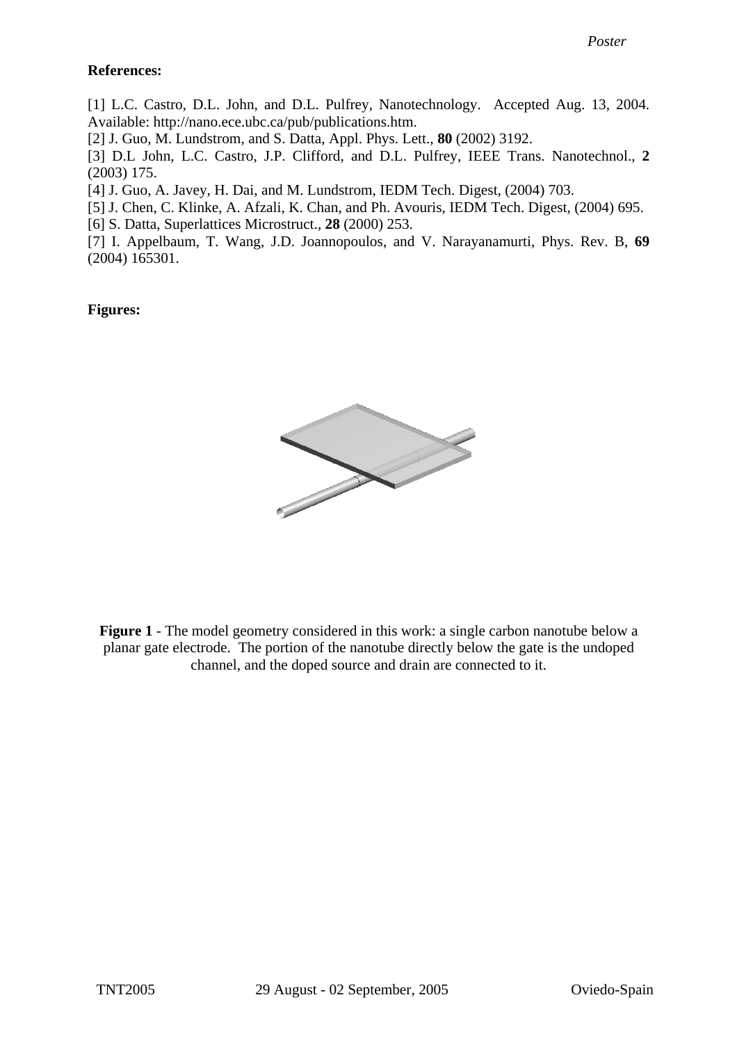**References:**

[1] L.C. Castro, D.L. John, and D.L. Pulfrey, Nanotechnology. Accepted Aug. 13, 2004. Available: http://nano.ece.ubc.ca/pub/publications.htm.

[2] J. Guo, M. Lundstrom, and S. Datta, Appl. Phys. Lett., **80** (2002) 3192.

[3] D.L John, L.C. Castro, J.P. Clifford, and D.L. Pulfrey, IEEE Trans. Nanotechnol., **2** (2003) 175.

[4] J. Guo, A. Javey, H. Dai, and M. Lundstrom, IEDM Tech. Digest, (2004) 703.

[5] J. Chen, C. Klinke, A. Afzali, K. Chan, and Ph. Avouris, IEDM Tech. Digest, (2004) 695.

[6] S. Datta, Superlattices Microstruct., **28** (2000) 253.

[7] I. Appelbaum, T. Wang, J.D. Joannopoulos, and V. Narayanamurti, Phys. Rev. B, **69** (2004) 165301.

**Figures:**

**Figure 1** - The model geometry considered in this work: a single carbon nanotube below a planar gate electrode. The portion of the nanotube directly below the gate is the undoped channel, and the doped source and drain are connected to it.